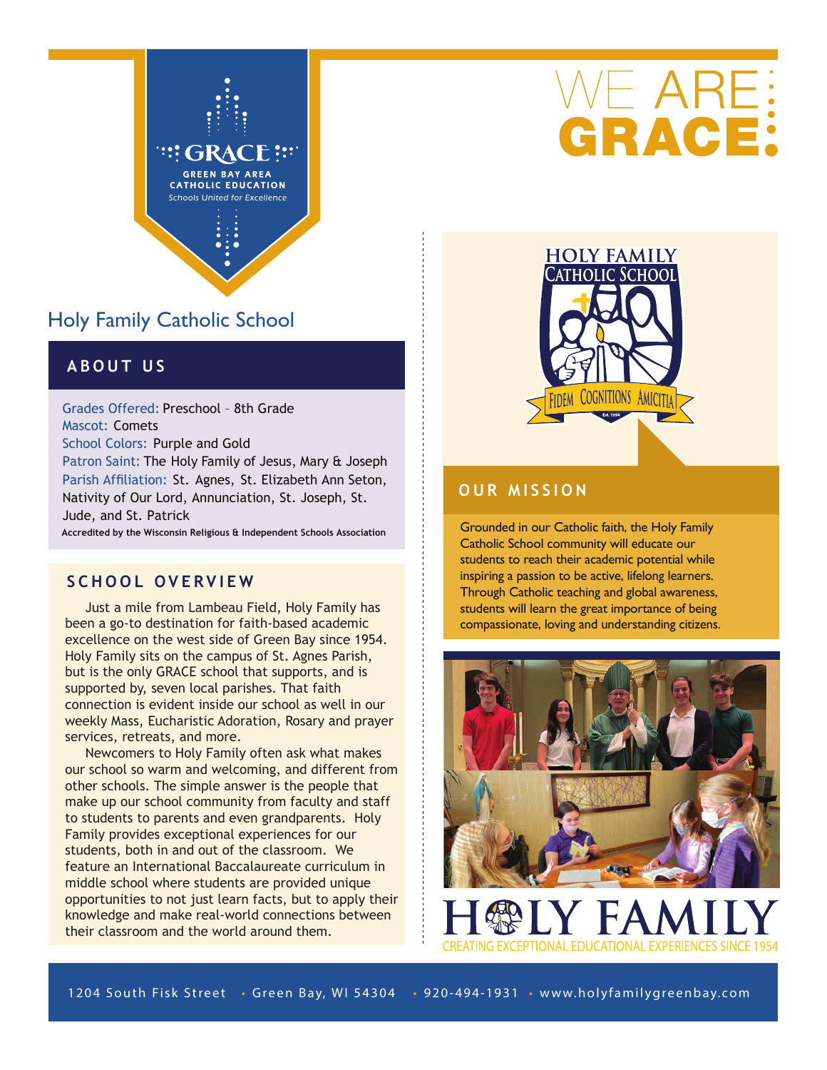GRACE
GREEN BAY AREA
CATHOLIC EDUCATION
*Schools United for Excellence*

# WE ARE: GRACE:

## Holy Family Catholic School

### ABOUT US

Grades Offered: Preschool – 8th Grade
Mascot: Comets
School Colors: Purple and Gold
Patron Saint: The Holy Family of Jesus, Mary & Joseph
Parish Affiliation: St. Agnes, St. Elizabeth Ann Seton, Nativity of Our Lord, Annunciation, St. Joseph, St. Jude, and St. Patrick

**Accredited by the Wisconsin Religious & Independent Schools Association**

### SCHOOL OVERVIEW

Just a mile from Lambeau Field, Holy Family has been a go-to destination for faith-based academic excellence on the west side of Green Bay since 1954. Holy Family sits on the campus of St. Agnes Parish, but is the only GRACE school that supports, and is supported by, seven local parishes. That faith connection is evident inside our school as well in our weekly Mass, Eucharistic Adoration, Rosary and prayer services, retreats, and more.

Newcomers to Holy Family often ask what makes our school so warm and welcoming, and different from other schools. The simple answer is the people that make up our school community from faculty and staff to students to parents and even grandparents. Holy Family provides exceptional experiences for our students, both in and out of the classroom. We feature an International Baccalaureate curriculum in middle school where students are provided unique opportunities to not just learn facts, but to apply their knowledge and make real-world connections between their classroom and the world around them.

HOLY FAMILY CATHOLIC SCHOOL
FIDEM COGNITIONS AMICITIA
Est. 1954

### OUR MISSION

Grounded in our Catholic faith, the Holy Family Catholic School community will educate our students to reach their academic potential while inspiring a passion to be active, lifelong learners. Through Catholic teaching and global awareness, students will learn the great importance of being compassionate, loving and understanding citizens.

HOLY FAMILY
CREATING EXCEPTIONAL EDUCATIONAL EXPERIENCES SINCE 1954

1204 South Fisk Street • Green Bay, WI 54304 • 920-494-1931 • www.holyfamilygreenbay.com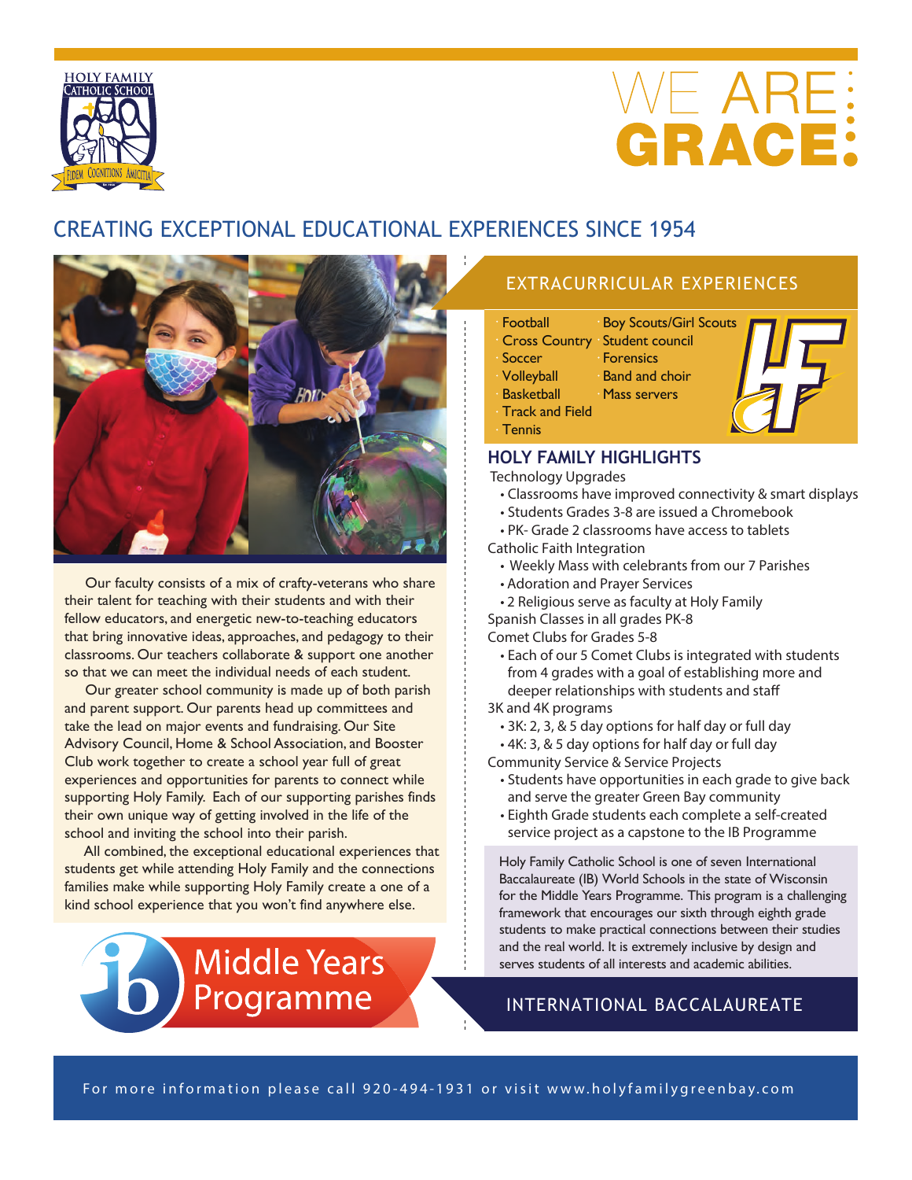HOLY FAMILY CATHOLIC SCHOOL

FIDEM COGNITIONS AMICITIA

# WE ARE: GRACE:

## CREATING EXCEPTIONAL EDUCATIONAL EXPERIENCES SINCE 1954

Our faculty consists of a mix of crafty-veterans who share their talent for teaching with their students and with their fellow educators, and energetic new-to-teaching educators that bring innovative ideas, approaches, and pedagogy to their classrooms. Our teachers collaborate & support one another so that we can meet the individual needs of each student.

Our greater school community is made up of both parish and parent support. Our parents head up committees and take the lead on major events and fundraising. Our Site Advisory Council, Home & School Association, and Booster Club work together to create a school year full of great experiences and opportunities for parents to connect while supporting Holy Family. Each of our supporting parishes finds their own unique way of getting involved in the life of the school and inviting the school into their parish.

All combined, the exceptional educational experiences that students get while attending Holy Family and the connections families make while supporting Holy Family create a one of a kind school experience that you won't find anywhere else.

Middle Years Programme

## EXTRACURRICULAR EXPERIENCES

- Football
- Cross Country
- Soccer
- Volleyball
- Basketball
- Track and Field
- Tennis
- Boy Scouts/Girl Scouts
- Student council
- Forensics
- Band and choir
- Mass servers

## HOLY FAMILY HIGHLIGHTS

Technology Upgrades
- Classrooms have improved connectivity & smart displays
- Students Grades 3-8 are issued a Chromebook
- PK- Grade 2 classrooms have access to tablets

Catholic Faith Integration
- Weekly Mass with celebrants from our 7 Parishes
- Adoration and Prayer Services
- 2 Religious serve as faculty at Holy Family

Spanish Classes in all grades PK-8

Comet Clubs for Grades 5-8
- Each of our 5 Comet Clubs is integrated with students from 4 grades with a goal of establishing more and deeper relationships with students and staff

3K and 4K programs
- 3K: 2, 3, & 5 day options for half day or full day
- 4K: 3, & 5 day options for half day or full day

Community Service & Service Projects
- Students have opportunities in each grade to give back and serve the greater Green Bay community
- Eighth Grade students each complete a self-created service project as a capstone to the IB Programme

Holy Family Catholic School is one of seven International Baccalaureate (IB) World Schools in the state of Wisconsin for the Middle Years Programme. This program is a challenging framework that encourages our sixth through eighth grade students to make practical connections between their studies and the real world. It is extremely inclusive by design and serves students of all interests and academic abilities.

## INTERNATIONAL BACCALAUREATE

For more information please call 920-494-1931 or visit www.holyfamilygreenbay.com